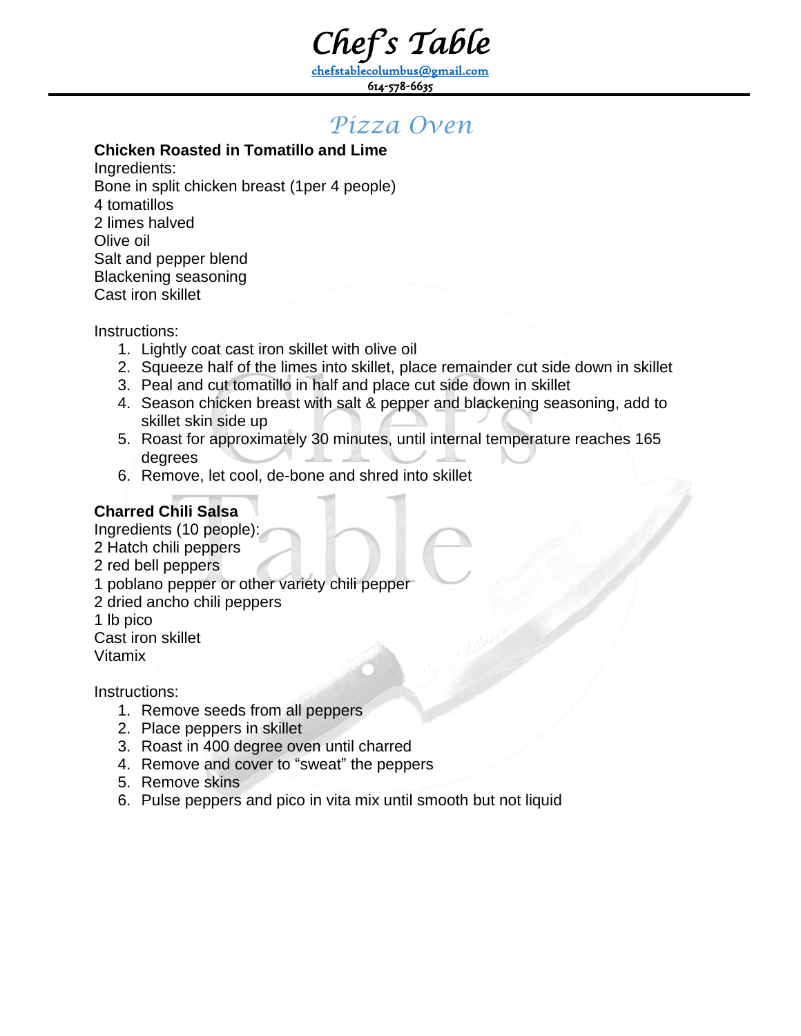# Chef's Table

chefstablecolumbus@gmail.com

614-578-6635

## Pizza Oven

**Chicken Roasted in Tomatillo and Lime**

Ingredients:

Bone in split chicken breast (1per 4 people)
4 tomatillos
2 limes halved
Olive oil
Salt and pepper blend
Blackening seasoning
Cast iron skillet

Instructions:

1. Lightly coat cast iron skillet with olive oil
2. Squeeze half of the limes into skillet, place remainder cut side down in skillet
3. Peal and cut tomatillo in half and place cut side down in skillet
4. Season chicken breast with salt & pepper and blackening seasoning, add to skillet skin side up
5. Roast for approximately 30 minutes, until internal temperature reaches 165 degrees
6. Remove, let cool, de-bone and shred into skillet

**Charred Chili Salsa**

Ingredients (10 people):

2 Hatch chili peppers
2 red bell peppers
1 poblano pepper or other variety chili pepper
2 dried ancho chili peppers
1 lb pico
Cast iron skillet
Vitamix

Instructions:

1. Remove seeds from all peppers
2. Place peppers in skillet
3. Roast in 400 degree oven until charred
4. Remove and cover to "sweat" the peppers
5. Remove skins
6. Pulse peppers and pico in vita mix until smooth but not liquid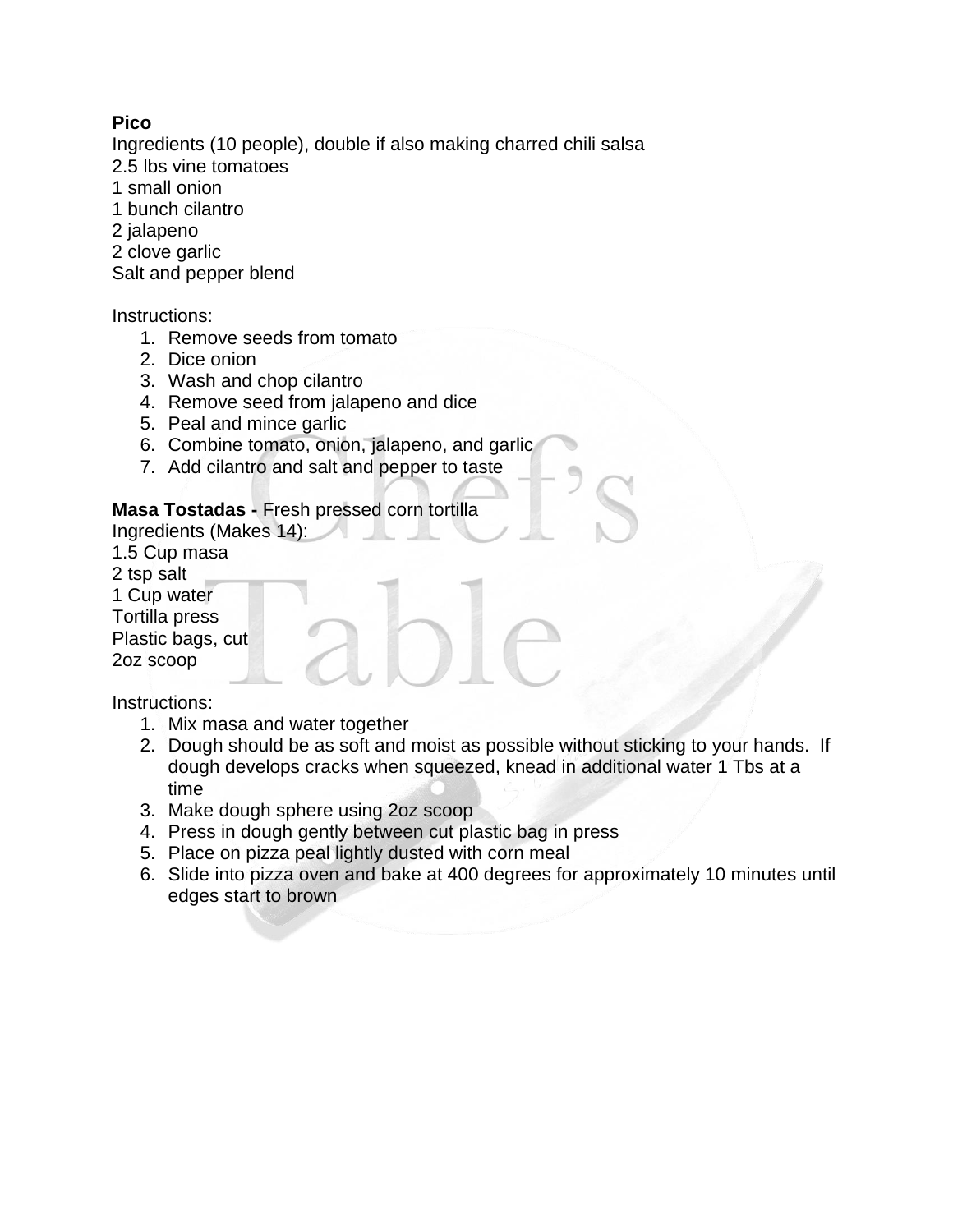**Pico**

Ingredients (10 people), double if also making charred chili salsa
2.5 lbs vine tomatoes
1 small onion
1 bunch cilantro
2 jalapeno
2 clove garlic
Salt and pepper blend

Instructions:

1. Remove seeds from tomato
2. Dice onion
3. Wash and chop cilantro
4. Remove seed from jalapeno and dice
5. Peal and mince garlic
6. Combine tomato, onion, jalapeno, and garlic
7. Add cilantro and salt and pepper to taste

**Masa Tostadas -** Fresh pressed corn tortilla

Ingredients (Makes 14):
1.5 Cup masa
2 tsp salt
1 Cup water
Tortilla press
Plastic bags, cut
2oz scoop

Instructions:

1. Mix masa and water together
2. Dough should be as soft and moist as possible without sticking to your hands. If dough develops cracks when squeezed, knead in additional water 1 Tbs at a time
3. Make dough sphere using 2oz scoop
4. Press in dough gently between cut plastic bag in press
5. Place on pizza peal lightly dusted with corn meal
6. Slide into pizza oven and bake at 400 degrees for approximately 10 minutes until edges start to brown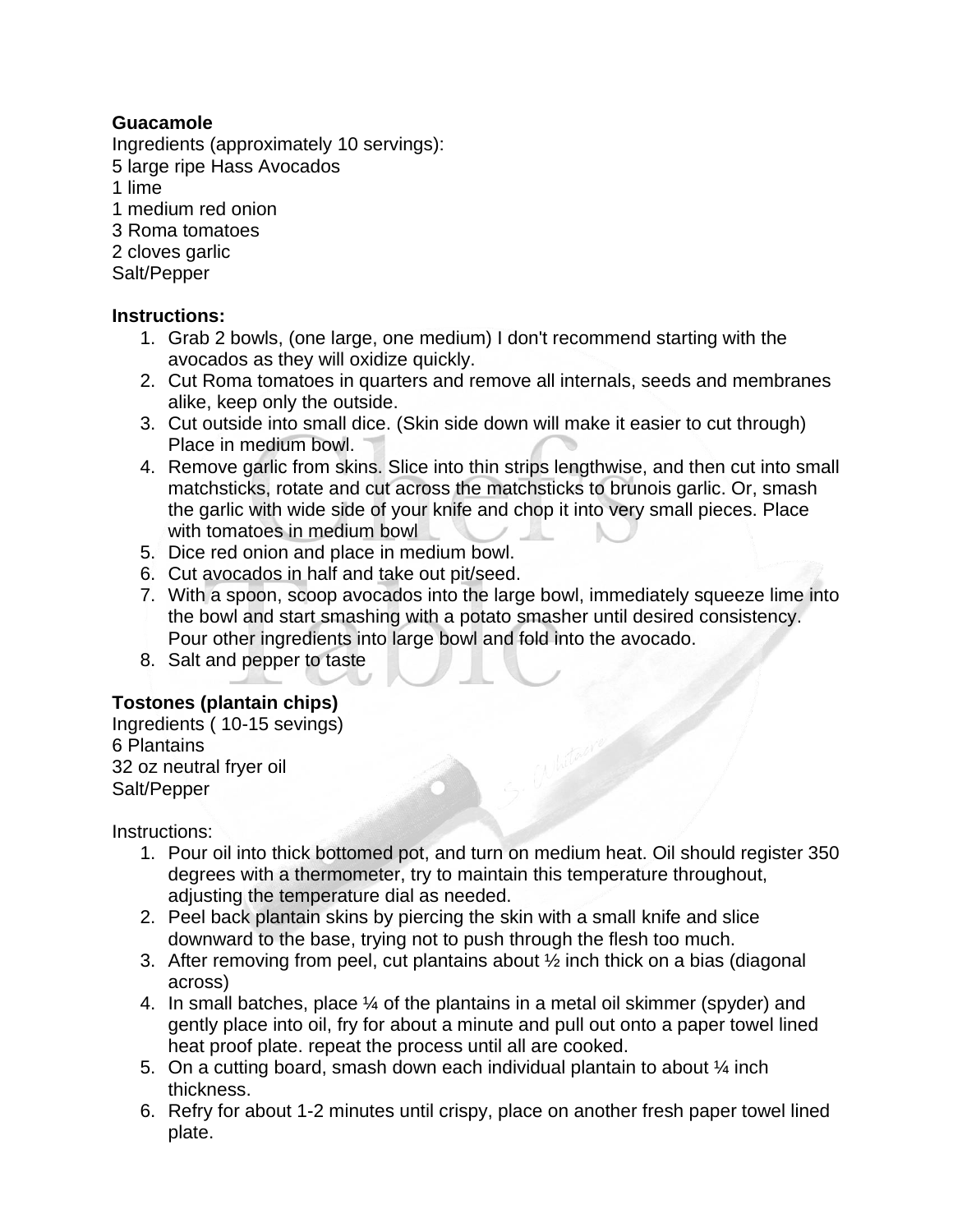**Guacamole**

Ingredients (approximately 10 servings):
5 large ripe Hass Avocados
1 lime
1 medium red onion
3 Roma tomatoes
2 cloves garlic
Salt/Pepper

**Instructions:**

1. Grab 2 bowls, (one large, one medium) I don't recommend starting with the avocados as they will oxidize quickly.
2. Cut Roma tomatoes in quarters and remove all internals, seeds and membranes alike, keep only the outside.
3. Cut outside into small dice. (Skin side down will make it easier to cut through) Place in medium bowl.
4. Remove garlic from skins. Slice into thin strips lengthwise, and then cut into small matchsticks, rotate and cut across the matchsticks to brunois garlic. Or, smash the garlic with wide side of your knife and chop it into very small pieces. Place with tomatoes in medium bowl
5. Dice red onion and place in medium bowl.
6. Cut avocados in half and take out pit/seed.
7. With a spoon, scoop avocados into the large bowl, immediately squeeze lime into the bowl and start smashing with a potato smasher until desired consistency. Pour other ingredients into large bowl and fold into the avocado.
8. Salt and pepper to taste

**Tostones (plantain chips)**

Ingredients ( 10-15 sevings)
6 Plantains
32 oz neutral fryer oil
Salt/Pepper

Instructions:

1. Pour oil into thick bottomed pot, and turn on medium heat. Oil should register 350 degrees with a thermometer, try to maintain this temperature throughout, adjusting the temperature dial as needed.
2. Peel back plantain skins by piercing the skin with a small knife and slice downward to the base, trying not to push through the flesh too much.
3. After removing from peel, cut plantains about ½ inch thick on a bias (diagonal across)
4. In small batches, place ¼ of the plantains in a metal oil skimmer (spyder) and gently place into oil, fry for about a minute and pull out onto a paper towel lined heat proof plate. repeat the process until all are cooked.
5. On a cutting board, smash down each individual plantain to about ¼ inch thickness.
6. Refry for about 1-2 minutes until crispy, place on another fresh paper towel lined plate.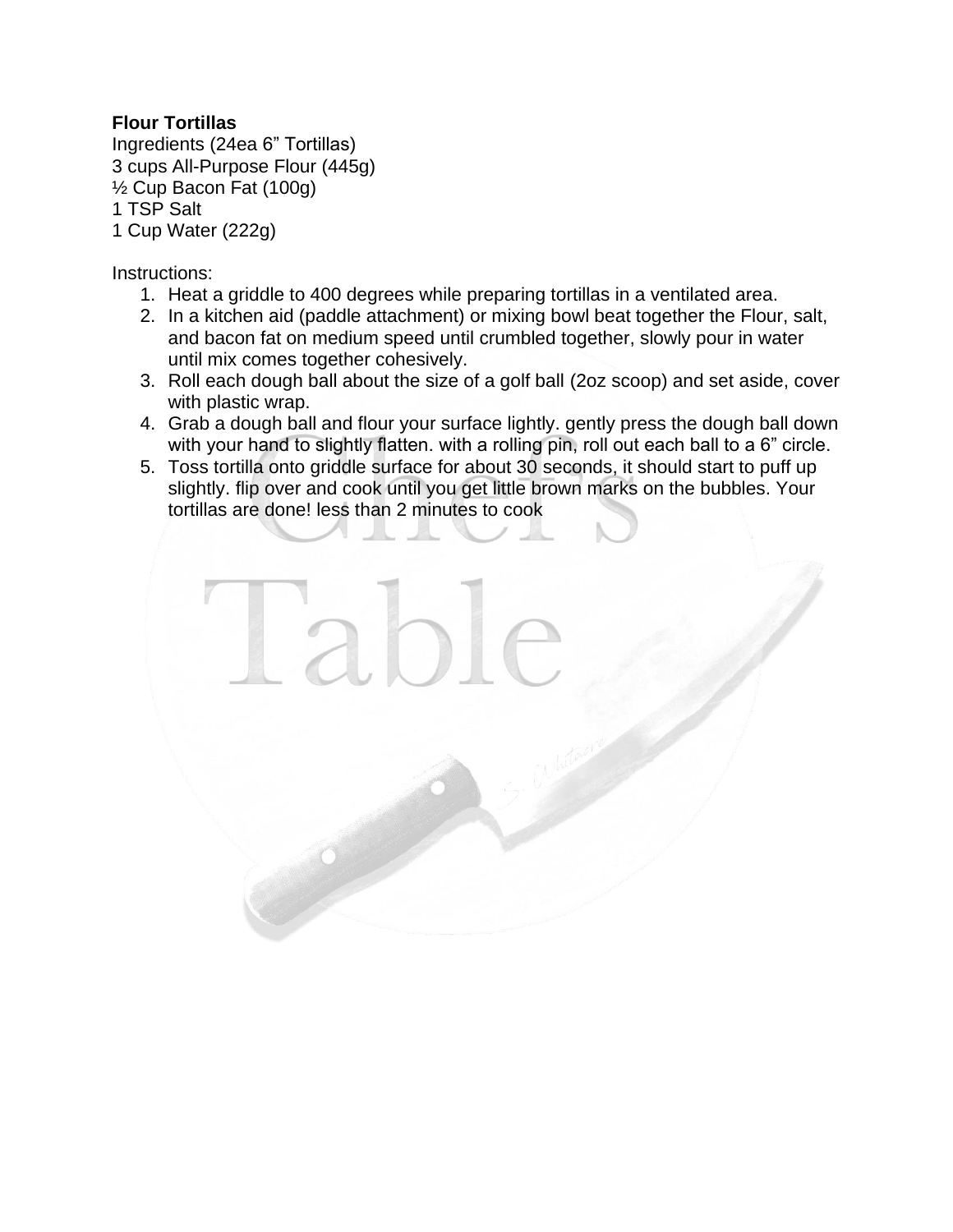**Flour Tortillas**

Ingredients (24ea 6” Tortillas)
3 cups All-Purpose Flour (445g)
½ Cup Bacon Fat (100g)
1 TSP Salt
1 Cup Water (222g)

Instructions:

1. Heat a griddle to 400 degrees while preparing tortillas in a ventilated area.
2. In a kitchen aid (paddle attachment) or mixing bowl beat together the Flour, salt, and bacon fat on medium speed until crumbled together, slowly pour in water until mix comes together cohesively.
3. Roll each dough ball about the size of a golf ball (2oz scoop) and set aside, cover with plastic wrap.
4. Grab a dough ball and flour your surface lightly. gently press the dough ball down with your hand to slightly flatten. with a rolling pin, roll out each ball to a 6” circle.
5. Toss tortilla onto griddle surface for about 30 seconds, it should start to puff up slightly. flip over and cook until you get little brown marks on the bubbles. Your tortillas are done! less than 2 minutes to cook